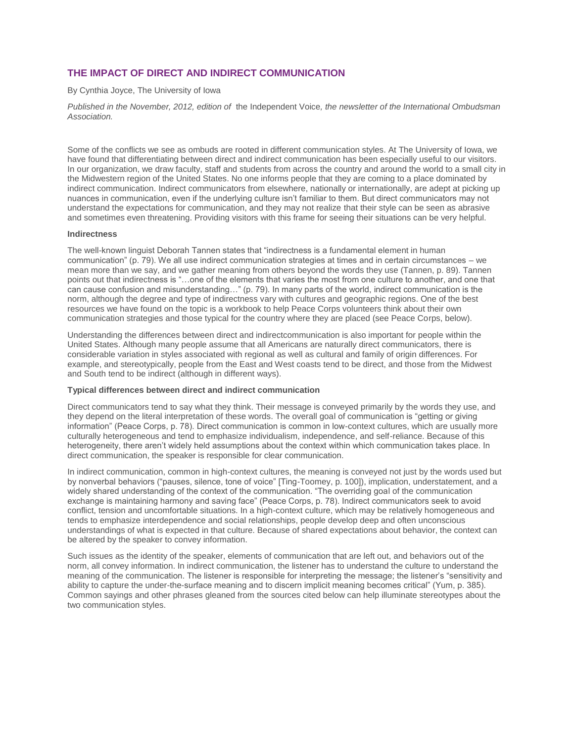# THE IMPACT OF DIRECT AND INDIRECT COMMUNICATION

By Cynthia Joyce, The University of Iowa

*Published in the November, 2012, edition of* the Independent Voice*, the newsletter of the International Ombudsman Association.*

Some of the conflicts we see as ombuds are rooted in different communication styles. At The University of Iowa, we have found that differentiating between direct and indirect communication has been especially useful to our visitors. In our organization, we draw faculty, staff and students from across the country and around the world to a small city in the Midwestern region of the United States. No one informs people that they are coming to a place dominated by indirect communication. Indirect communicators from elsewhere, nationally or internationally, are adept at picking up nuances in communication, even if the underlying culture isn't familiar to them. But direct communicators may not understand the expectations for communication, and they may not realize that their style can be seen as abrasive and sometimes even threatening. Providing visitors with this frame for seeing their situations can be very helpful.

**Indirectness**

The well-known linguist Deborah Tannen states that "indirectness is a fundamental element in human communication" (p. 79). We all use indirect communication strategies at times and in certain circumstances – we mean more than we say, and we gather meaning from others beyond the words they use (Tannen, p. 89). Tannen points out that indirectness is "…one of the elements that varies the most from one culture to another, and one that can cause confusion and misunderstanding…" (p. 79). In many parts of the world, indirect communication is the norm, although the degree and type of indirectness vary with cultures and geographic regions. One of the best resources we have found on the topic is a workbook to help Peace Corps volunteers think about their own communication strategies and those typical for the country where they are placed (see Peace Corps, below).

Understanding the differences between direct and indirectcommunication is also important for people within the United States. Although many people assume that all Americans are naturally direct communicators, there is considerable variation in styles associated with regional as well as cultural and family of origin differences. For example, and stereotypically, people from the East and West coasts tend to be direct, and those from the Midwest and South tend to be indirect (although in different ways).

**Typical differences between direct and indirect communication**

Direct communicators tend to say what they think. Their message is conveyed primarily by the words they use, and they depend on the literal interpretation of these words. The overall goal of communication is "getting or giving information" (Peace Corps, p. 78). Direct communication is common in low-context cultures, which are usually more culturally heterogeneous and tend to emphasize individualism, independence, and self-reliance. Because of this heterogeneity, there aren't widely held assumptions about the context within which communication takes place. In direct communication, the speaker is responsible for clear communication.

In indirect communication, common in high-context cultures, the meaning is conveyed not just by the words used but by nonverbal behaviors ("pauses, silence, tone of voice" [Ting-Toomey, p. 100]), implication, understatement, and a widely shared understanding of the context of the communication. "The overriding goal of the communication exchange is maintaining harmony and saving face" (Peace Corps, p. 78). Indirect communicators seek to avoid conflict, tension and uncomfortable situations. In a high-context culture, which may be relatively homogeneous and tends to emphasize interdependence and social relationships, people develop deep and often unconscious understandings of what is expected in that culture. Because of shared expectations about behavior, the context can be altered by the speaker to convey information.

Such issues as the identity of the speaker, elements of communication that are left out, and behaviors out of the norm, all convey information. In indirect communication, the listener has to understand the culture to understand the meaning of the communication. The listener is responsible for interpreting the message; the listener's "sensitivity and ability to capture the under-the-surface meaning and to discern implicit meaning becomes critical" (Yum, p. 385). Common sayings and other phrases gleaned from the sources cited below can help illuminate stereotypes about the two communication styles.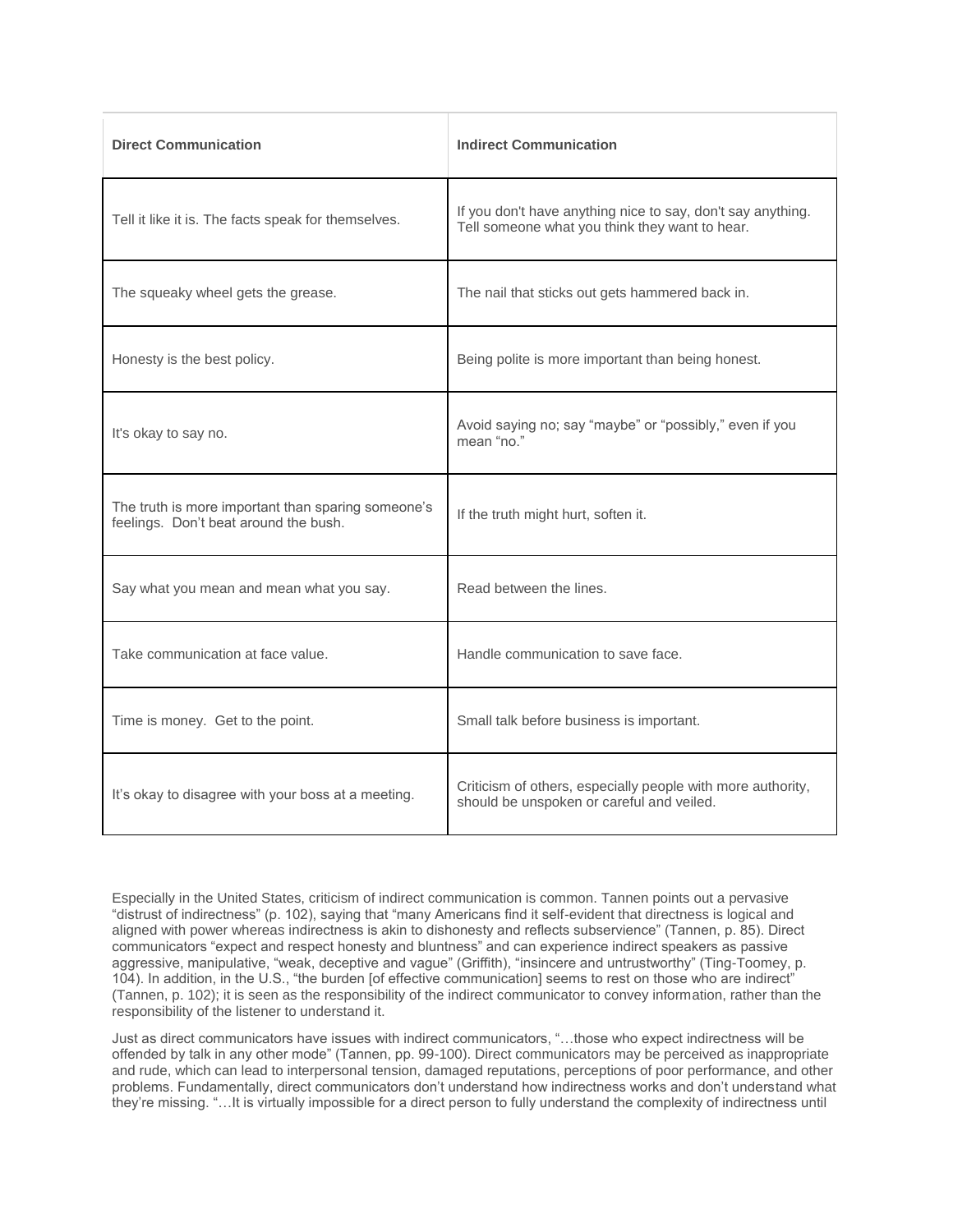| **Direct Communication** | **Indirect Communication** |
| --- | --- |
| Tell it like it is. The facts speak for themselves. | If you don't have anything nice to say, don't say anything. Tell someone what you think they want to hear. |
| The squeaky wheel gets the grease. | The nail that sticks out gets hammered back in. |
| Honesty is the best policy. | Being polite is more important than being honest. |
| It's okay to say no. | Avoid saying no; say "maybe" or "possibly," even if you mean "no." |
| The truth is more important than sparing someone's feelings. Don't beat around the bush. | If the truth might hurt, soften it. |
| Say what you mean and mean what you say. | Read between the lines. |
| Take communication at face value. | Handle communication to save face. |
| Time is money. Get to the point. | Small talk before business is important. |
| It's okay to disagree with your boss at a meeting. | Criticism of others, especially people with more authority, should be unspoken or careful and veiled. |

Especially in the United States, criticism of indirect communication is common. Tannen points out a pervasive "distrust of indirectness" (p. 102), saying that "many Americans find it self-evident that directness is logical and aligned with power whereas indirectness is akin to dishonesty and reflects subservience" (Tannen, p. 85). Direct communicators "expect and respect honesty and bluntness" and can experience indirect speakers as passive aggressive, manipulative, "weak, deceptive and vague" (Griffith), "insincere and untrustworthy" (Ting-Toomey, p. 104). In addition, in the U.S., "the burden [of effective communication] seems to rest on those who are indirect" (Tannen, p. 102); it is seen as the responsibility of the indirect communicator to convey information, rather than the responsibility of the listener to understand it.

Just as direct communicators have issues with indirect communicators, "…those who expect indirectness will be offended by talk in any other mode" (Tannen, pp. 99-100). Direct communicators may be perceived as inappropriate and rude, which can lead to interpersonal tension, damaged reputations, perceptions of poor performance, and other problems. Fundamentally, direct communicators don't understand how indirectness works and don't understand what they're missing. "…It is virtually impossible for a direct person to fully understand the complexity of indirectness until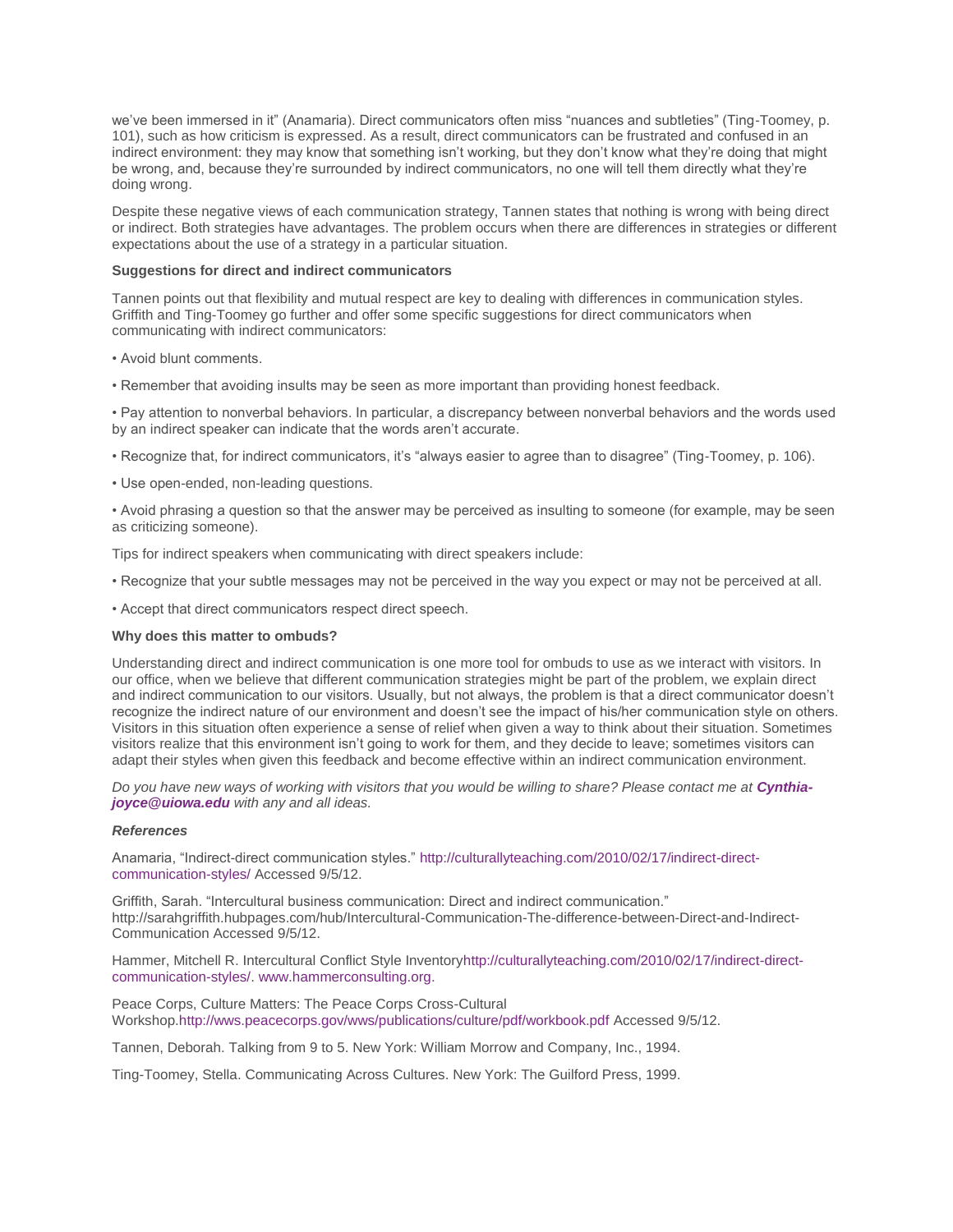we've been immersed in it" (Anamaria). Direct communicators often miss "nuances and subtleties" (Ting-Toomey, p. 101), such as how criticism is expressed. As a result, direct communicators can be frustrated and confused in an indirect environment: they may know that something isn't working, but they don't know what they're doing that might be wrong, and, because they're surrounded by indirect communicators, no one will tell them directly what they're doing wrong.

Despite these negative views of each communication strategy, Tannen states that nothing is wrong with being direct or indirect. Both strategies have advantages. The problem occurs when there are differences in strategies or different expectations about the use of a strategy in a particular situation.

**Suggestions for direct and indirect communicators**

Tannen points out that flexibility and mutual respect are key to dealing with differences in communication styles. Griffith and Ting-Toomey go further and offer some specific suggestions for direct communicators when communicating with indirect communicators:

- Avoid blunt comments.
- Remember that avoiding insults may be seen as more important than providing honest feedback.
- Pay attention to nonverbal behaviors. In particular, a discrepancy between nonverbal behaviors and the words used by an indirect speaker can indicate that the words aren't accurate.
- Recognize that, for indirect communicators, it's "always easier to agree than to disagree" (Ting-Toomey, p. 106).
- Use open-ended, non-leading questions.
- Avoid phrasing a question so that the answer may be perceived as insulting to someone (for example, may be seen as criticizing someone).

Tips for indirect speakers when communicating with direct speakers include:

- Recognize that your subtle messages may not be perceived in the way you expect or may not be perceived at all.
- Accept that direct communicators respect direct speech.

**Why does this matter to ombuds?**

Understanding direct and indirect communication is one more tool for ombuds to use as we interact with visitors. In our office, when we believe that different communication strategies might be part of the problem, we explain direct and indirect communication to our visitors. Usually, but not always, the problem is that a direct communicator doesn't recognize the indirect nature of our environment and doesn't see the impact of his/her communication style on others. Visitors in this situation often experience a sense of relief when given a way to think about their situation. Sometimes visitors realize that this environment isn't going to work for them, and they decide to leave; sometimes visitors can adapt their styles when given this feedback and become effective within an indirect communication environment.

*Do you have new ways of working with visitors that you would be willing to share? Please contact me at **Cynthia-joyce@uiowa.edu** with any and all ideas.*

***References***

Anamaria, "Indirect-direct communication styles." http://culturallyteaching.com/2010/02/17/indirect-direct-communication-styles/ Accessed 9/5/12.

Griffith, Sarah. "Intercultural business communication: Direct and indirect communication." http://sarahgriffith.hubpages.com/hub/Intercultural-Communication-The-difference-between-Direct-and-Indirect-Communication Accessed 9/5/12.

Hammer, Mitchell R. Intercultural Conflict Style Inventoryhttp://culturallyteaching.com/2010/02/17/indirect-direct-communication-styles/. www.hammerconsulting.org.

Peace Corps, Culture Matters: The Peace Corps Cross-Cultural Workshop.http://wws.peacecorps.gov/wws/publications/culture/pdf/workbook.pdf Accessed 9/5/12.

Tannen, Deborah. Talking from 9 to 5. New York: William Morrow and Company, Inc., 1994.

Ting-Toomey, Stella. Communicating Across Cultures. New York: The Guilford Press, 1999.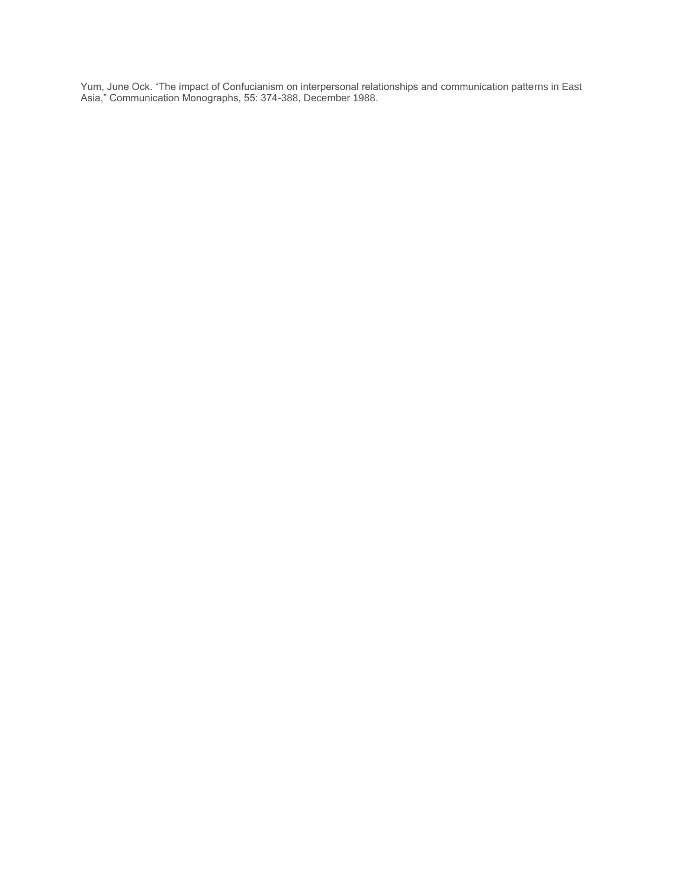Yum, June Ock. “The impact of Confucianism on interpersonal relationships and communication patterns in East Asia,” Communication Monographs, 55: 374-388, December 1988.